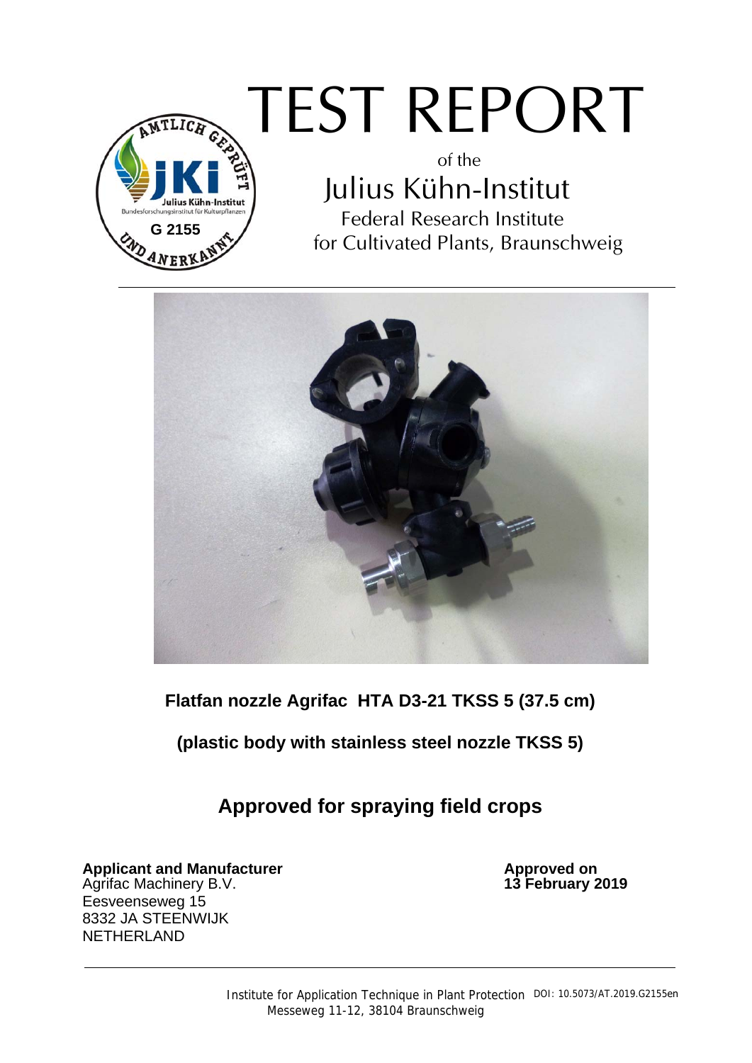# TEST REPORT

of the

## Julius Kühn-Institut

Federal Research Institute
for Cultivated Plants, Braunschweig

**Flatfan nozzle Agrifac HTA D3-21 TKSS 5 (37.5 cm)**

**(plastic body with stainless steel nozzle TKSS 5)**

## Approved for spraying field crops

**Applicant and Manufacturer**
Agrifac Machinery B.V.
Eesveenseweg 15
8332 JA STEENWIJK
NETHERLAND

**Approved on**
**13 February 2019**

Institute for Application Technique in Plant Protection
Messeweg 11-12, 38104 Braunschweig

DOI: 10.5073/AT.2019.G2155en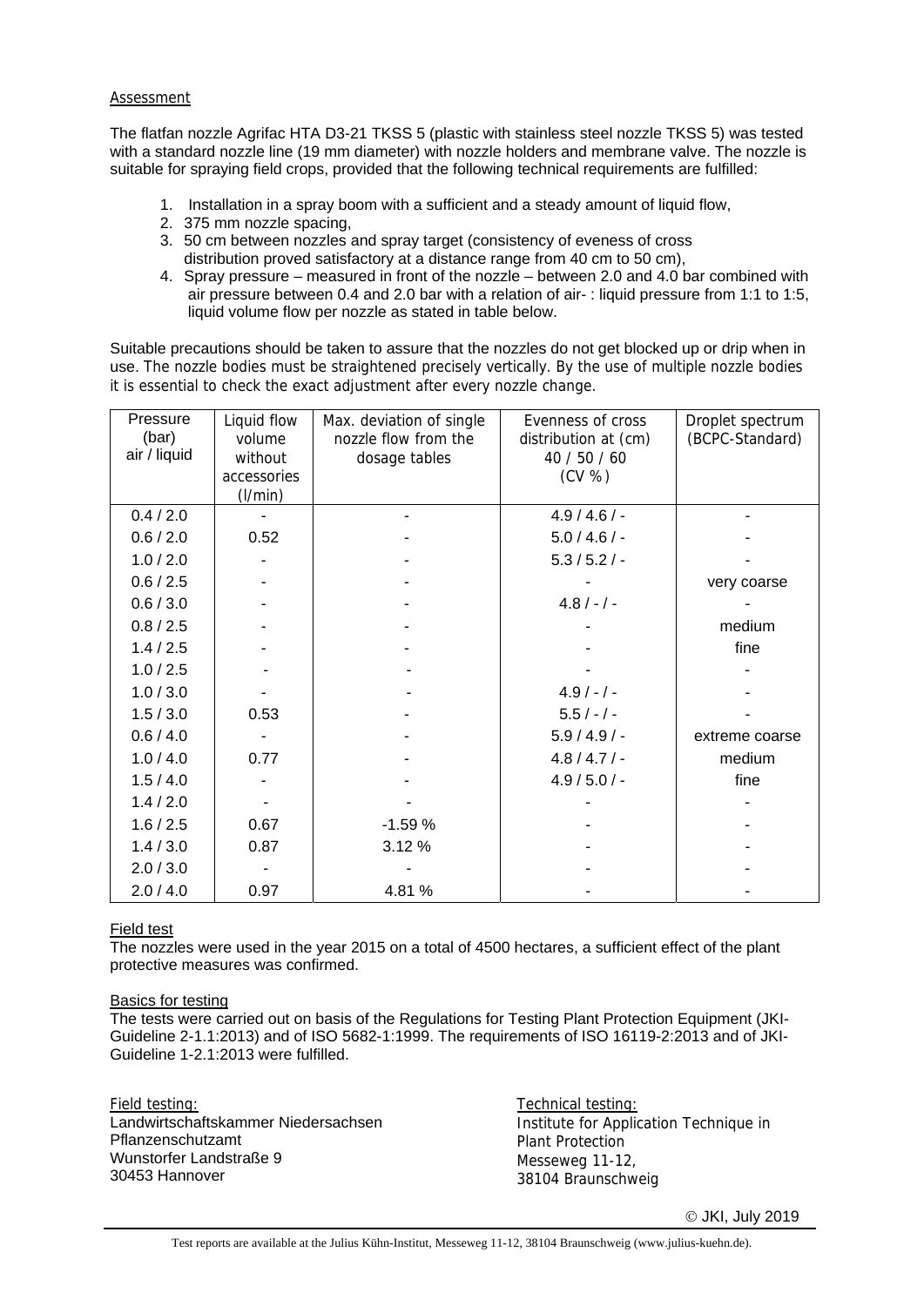Assessment

The flatfan nozzle Agrifac HTA D3-21 TKSS 5 (plastic with stainless steel nozzle TKSS 5) was tested with a standard nozzle line (19 mm diameter) with nozzle holders and membrane valve. The nozzle is suitable for spraying field crops, provided that the following technical requirements are fulfilled:

1. Installation in a spray boom with a sufficient and a steady amount of liquid flow,
2. 375 mm nozzle spacing,
3. 50 cm between nozzles and spray target (consistency of eveness of cross distribution proved satisfactory at a distance range from 40 cm to 50 cm),
4. Spray pressure – measured in front of the nozzle – between 2.0 and 4.0 bar combined with air pressure between 0.4 and 2.0 bar with a relation of air- : liquid pressure from 1:1 to 1:5, liquid volume flow per nozzle as stated in table below.

Suitable precautions should be taken to assure that the nozzles do not get blocked up or drip when in use. The nozzle bodies must be straightened precisely vertically. By the use of multiple nozzle bodies it is essential to check the exact adjustment after every nozzle change.

| Pressure (bar) air / liquid | Liquid flow volume without accessories (l/min) | Max. deviation of single nozzle flow from the dosage tables | Evenness of cross distribution at (cm) 40 / 50 / 60 (CV %) | Droplet spectrum (BCPC-Standard) |
|---|---|---|---|---|
| 0.4 / 2.0 | - | - | 4.9 / 4.6 / - | - |
| 0.6 / 2.0 | 0.52 | - | 5.0 / 4.6 / - | - |
| 1.0 / 2.0 | - | - | 5.3 / 5.2 / - | - |
| 0.6 / 2.5 | - | - | - | very coarse |
| 0.6 / 3.0 | - | - | 4.8 / - / - | - |
| 0.8 / 2.5 | - | - | - | medium |
| 1.4 / 2.5 | - | - | - | fine |
| 1.0 / 2.5 | - | - | - | - |
| 1.0 / 3.0 | - | - | 4.9 / - / - | - |
| 1.5 / 3.0 | 0.53 | - | 5.5 / - / - | - |
| 0.6 / 4.0 | - | - | 5.9 / 4.9 / - | extreme coarse |
| 1.0 / 4.0 | 0.77 | - | 4.8 / 4.7 / - | medium |
| 1.5 / 4.0 | - | - | 4.9 / 5.0 / - | fine |
| 1.4 / 2.0 | - | - | - | - |
| 1.6 / 2.5 | 0.67 | -1.59 % | - | - |
| 1.4 / 3.0 | 0.87 | 3.12 % | - | - |
| 2.0 / 3.0 | - | - | - | - |
| 2.0 / 4.0 | 0.97 | 4.81 % | - | - |

Field test

The nozzles were used in the year 2015 on a total of 4500 hectares, a sufficient effect of the plant protective measures was confirmed.

Basics for testing

The tests were carried out on basis of the Regulations for Testing Plant Protection Equipment (JKI-Guideline 2-1.1:2013) and of ISO 5682-1:1999. The requirements of ISO 16119-2:2013 and of JKI-Guideline 1-2.1:2013 were fulfilled.

Field testing:
Landwirtschaftskammer Niedersachsen
Pflanzenschutzamt
Wunstorfer Landstraße 9
30453 Hannover

Technical testing:
Institute for Application Technique in Plant Protection
Messeweg 11-12,
38104 Braunschweig

© JKI, July 2019

Test reports are available at the Julius Kühn-Institut, Messeweg 11-12, 38104 Braunschweig (www.julius-kuehn.de).